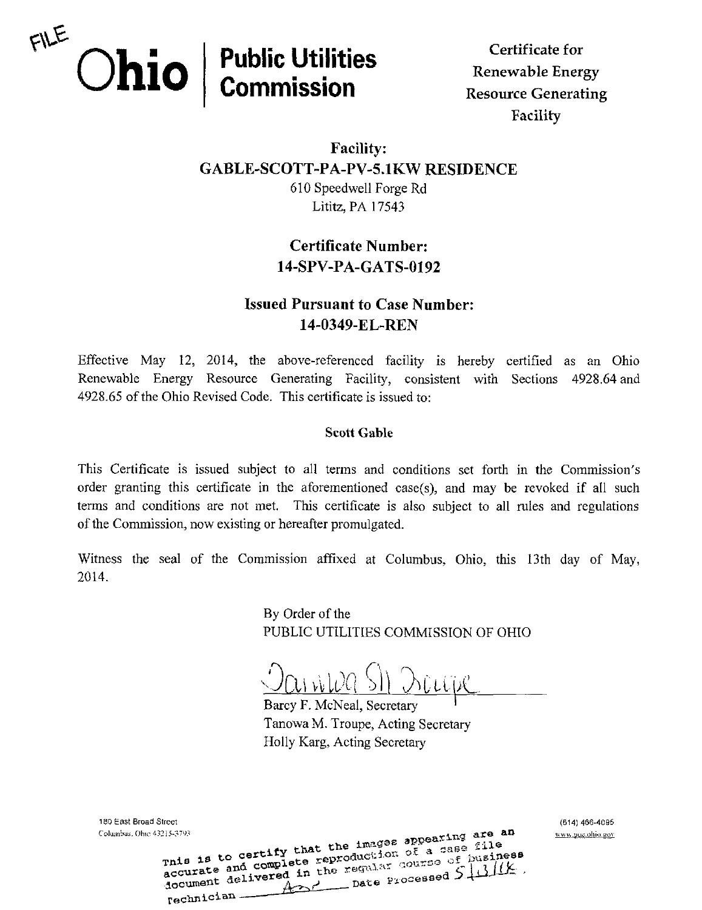FILE

**Ohio | Public Utilities Commission**

**Certificate for Renewable Energy Resource Generating Facility**

## Facility:
## GABLE-SCOTT-PA-PV-5.1KW RESIDENCE

610 Speedwell Forge Rd
Lititz, PA 17543

## Certificate Number:
## 14-SPV-PA-GATS-0192

## Issued Pursuant to Case Number:
## 14-0349-EL-REN

Effective May 12, 2014, the above-referenced facility is hereby certified as an Ohio Renewable Energy Resource Generating Facility, consistent with Sections 4928.64 and 4928.65 of the Ohio Revised Code. This certificate is issued to:

**Scott Gable**

This Certificate is issued subject to all terms and conditions set forth in the Commission's order granting this certificate in the aforementioned case(s), and may be revoked if all such terms and conditions are not met. This certificate is also subject to all rules and regulations of the Commission, now existing or hereafter promulgated.

Witness the seal of the Commission affixed at Columbus, Ohio, this 13th day of May, 2014.

By Order of the
PUBLIC UTILITIES COMMISSION OF OHIO

Barcy F. McNeal, Secretary
Tanowa M. Troupe, Acting Secretary
Holly Karg, Acting Secretary

180 East Broad Street
Columbus, Ohio 43215-3793

(614) 466-4095
www.puco.ohio.gov

This is to certify that the images appearing are an accurate and complete reproduction of a case file document delivered in the regular course of business. Technician ______ Date Processed 5/13/14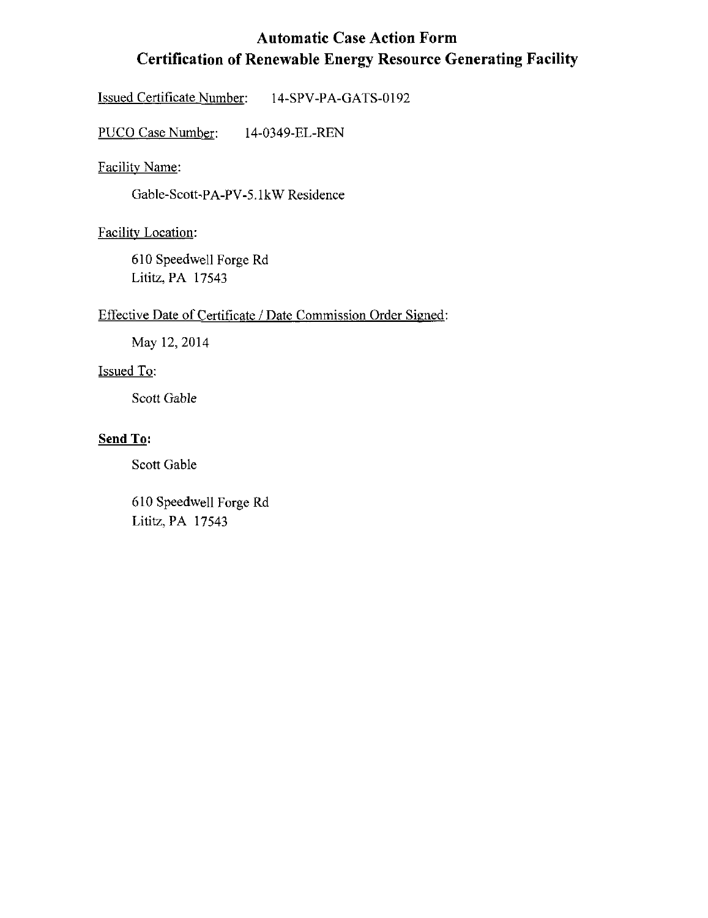# Automatic Case Action Form
# Certification of Renewable Energy Resource Generating Facility

Issued Certificate Number: 14-SPV-PA-GATS-0192

PUCO Case Number: 14-0349-EL-REN

Facility Name:

Gable-Scott-PA-PV-5.1kW Residence

Facility Location:

610 Speedwell Forge Rd
Lititz, PA 17543

Effective Date of Certificate / Date Commission Order Signed:

May 12, 2014

Issued To:

Scott Gable

**Send To:**

Scott Gable

610 Speedwell Forge Rd
Lititz, PA 17543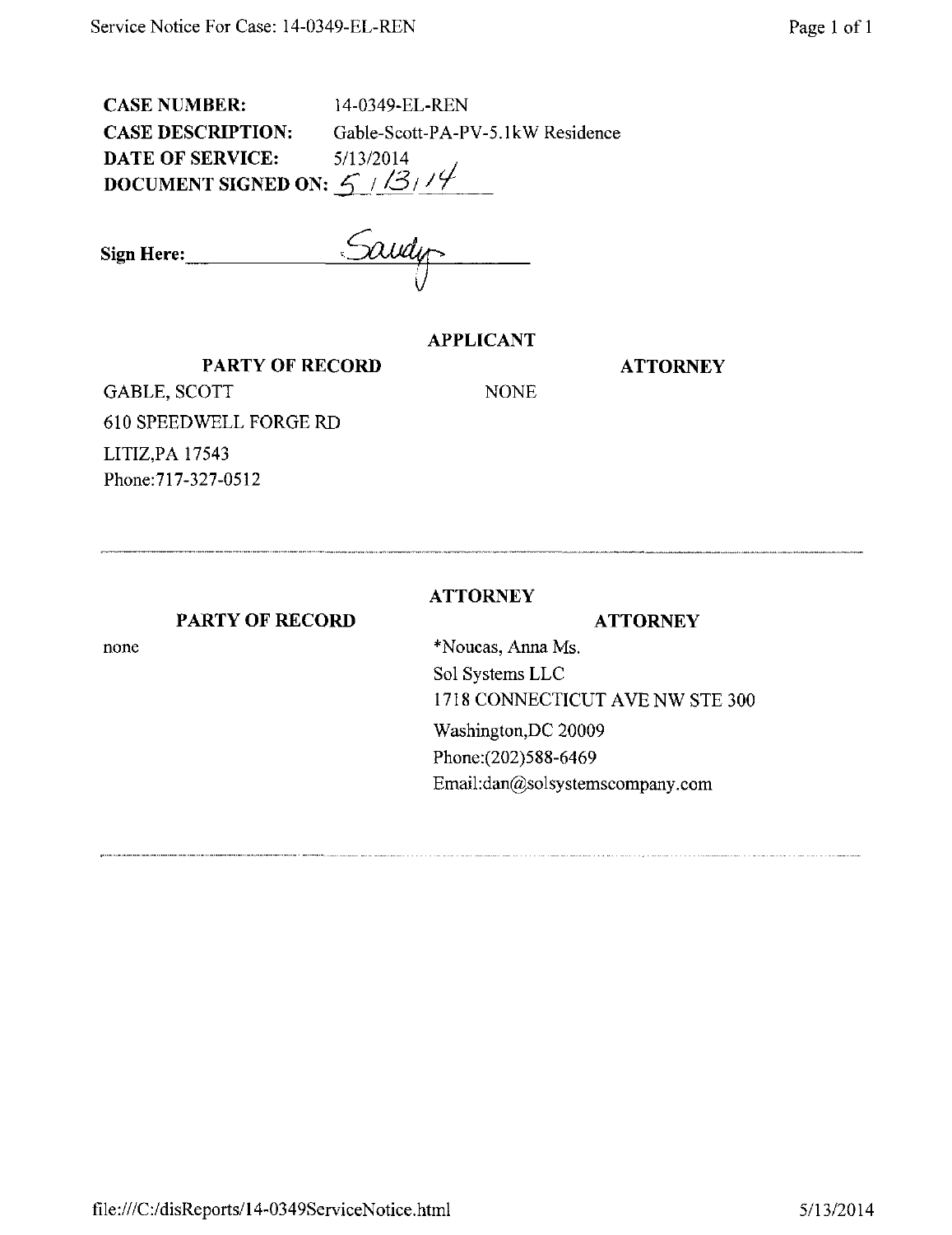**CASE NUMBER:** 14-0349-EL-REN
**CASE DESCRIPTION:** Gable-Scott-PA-PV-5.1kW Residence
**DATE OF SERVICE:** 5/13/2014
**DOCUMENT SIGNED ON:** 5 / 13 / 14

**Sign Here:** Sandy

**APPLICANT**

| PARTY OF RECORD | ATTORNEY |
|---|---|
| GABLE, SCOTT<br>610 SPEEDWELL FORGE RD<br>LITIZ,PA 17543<br>Phone:717-327-0512 | NONE |

**ATTORNEY**

| PARTY OF RECORD | ATTORNEY |
|---|---|
| none | *Noucas, Anna Ms.<br>Sol Systems LLC<br>1718 CONNECTICUT AVE NW STE 300<br>Washington,DC 20009<br>Phone:(202)588-6469<br>Email:dan@solsystemscompany.com |